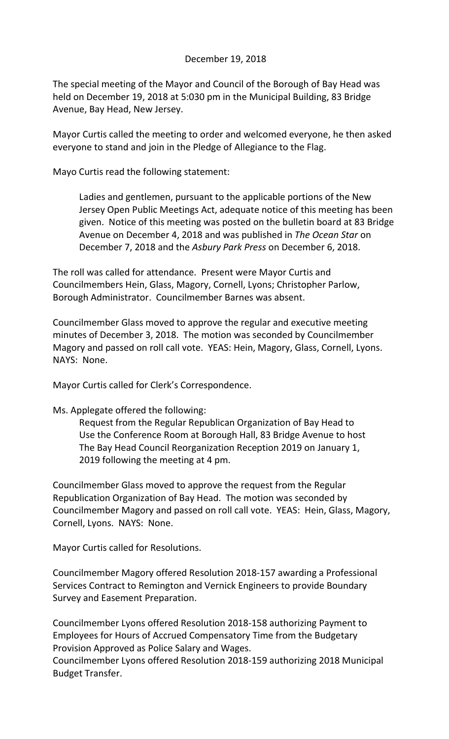December 19, 2018

The special meeting of the Mayor and Council of the Borough of Bay Head was held on December 19, 2018 at 5:030 pm in the Municipal Building, 83 Bridge Avenue, Bay Head, New Jersey.

Mayor Curtis called the meeting to order and welcomed everyone, he then asked everyone to stand and join in the Pledge of Allegiance to the Flag.

Mayo Curtis read the following statement:

> Ladies and gentlemen, pursuant to the applicable portions of the New Jersey Open Public Meetings Act, adequate notice of this meeting has been given. Notice of this meeting was posted on the bulletin board at 83 Bridge Avenue on December 4, 2018 and was published in *The Ocean Star* on December 7, 2018 and the *Asbury Park Press* on December 6, 2018.

The roll was called for attendance. Present were Mayor Curtis and Councilmembers Hein, Glass, Magory, Cornell, Lyons; Christopher Parlow, Borough Administrator. Councilmember Barnes was absent.

Councilmember Glass moved to approve the regular and executive meeting minutes of December 3, 2018. The motion was seconded by Councilmember Magory and passed on roll call vote. YEAS: Hein, Magory, Glass, Cornell, Lyons. NAYS: None.

Mayor Curtis called for Clerk's Correspondence.

Ms. Applegate offered the following:

> Request from the Regular Republican Organization of Bay Head to Use the Conference Room at Borough Hall, 83 Bridge Avenue to host The Bay Head Council Reorganization Reception 2019 on January 1, 2019 following the meeting at 4 pm.

Councilmember Glass moved to approve the request from the Regular Republication Organization of Bay Head. The motion was seconded by Councilmember Magory and passed on roll call vote. YEAS: Hein, Glass, Magory, Cornell, Lyons. NAYS: None.

Mayor Curtis called for Resolutions.

Councilmember Magory offered Resolution 2018-157 awarding a Professional Services Contract to Remington and Vernick Engineers to provide Boundary Survey and Easement Preparation.

Councilmember Lyons offered Resolution 2018-158 authorizing Payment to Employees for Hours of Accrued Compensatory Time from the Budgetary Provision Approved as Police Salary and Wages.
Councilmember Lyons offered Resolution 2018-159 authorizing 2018 Municipal Budget Transfer.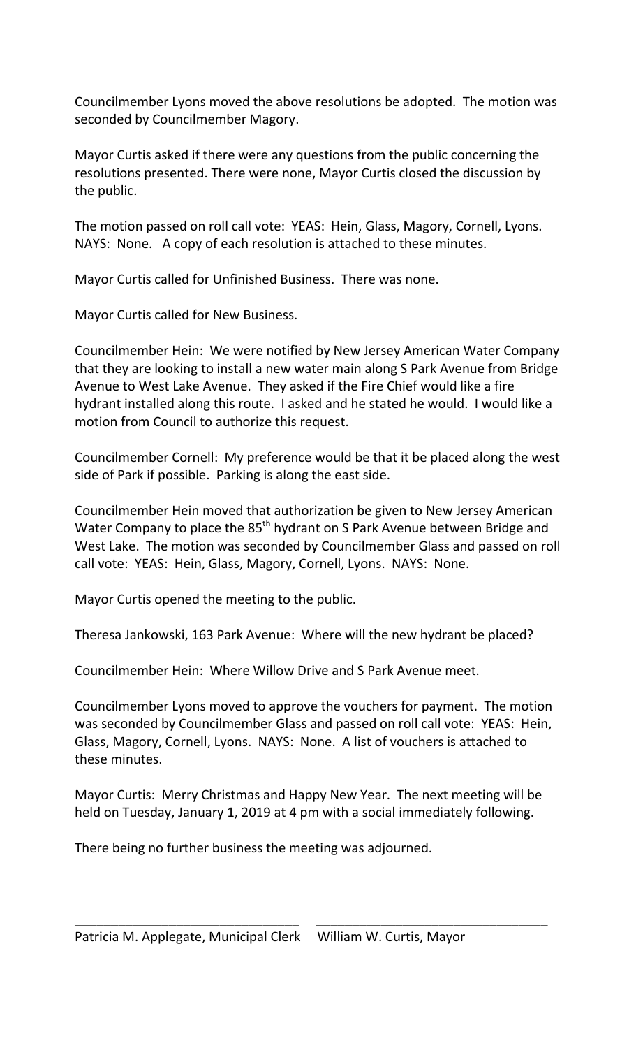Councilmember Lyons moved the above resolutions be adopted. The motion was seconded by Councilmember Magory.

Mayor Curtis asked if there were any questions from the public concerning the resolutions presented. There were none, Mayor Curtis closed the discussion by the public.

The motion passed on roll call vote: YEAS: Hein, Glass, Magory, Cornell, Lyons. NAYS: None. A copy of each resolution is attached to these minutes.

Mayor Curtis called for Unfinished Business. There was none.

Mayor Curtis called for New Business.

Councilmember Hein: We were notified by New Jersey American Water Company that they are looking to install a new water main along S Park Avenue from Bridge Avenue to West Lake Avenue. They asked if the Fire Chief would like a fire hydrant installed along this route. I asked and he stated he would. I would like a motion from Council to authorize this request.

Councilmember Cornell: My preference would be that it be placed along the west side of Park if possible. Parking is along the east side.

Councilmember Hein moved that authorization be given to New Jersey American Water Company to place the 85th hydrant on S Park Avenue between Bridge and West Lake. The motion was seconded by Councilmember Glass and passed on roll call vote: YEAS: Hein, Glass, Magory, Cornell, Lyons. NAYS: None.

Mayor Curtis opened the meeting to the public.

Theresa Jankowski, 163 Park Avenue: Where will the new hydrant be placed?

Councilmember Hein: Where Willow Drive and S Park Avenue meet.

Councilmember Lyons moved to approve the vouchers for payment. The motion was seconded by Councilmember Glass and passed on roll call vote: YEAS: Hein, Glass, Magory, Cornell, Lyons. NAYS: None. A list of vouchers is attached to these minutes.

Mayor Curtis: Merry Christmas and Happy New Year. The next meeting will be held on Tuesday, January 1, 2019 at 4 pm with a social immediately following.

There being no further business the meeting was adjourned.

\_\_\_\_\_\_\_\_\_\_\_\_\_\_\_\_\_\_\_\_\_\_\_\_\_\_\_\_\_\_\_\_ \_\_\_\_\_\_\_\_\_\_\_\_\_\_\_\_\_\_\_\_\_\_\_\_\_\_\_\_\_\_\_\_

Patricia M. Applegate, Municipal Clerk William W. Curtis, Mayor